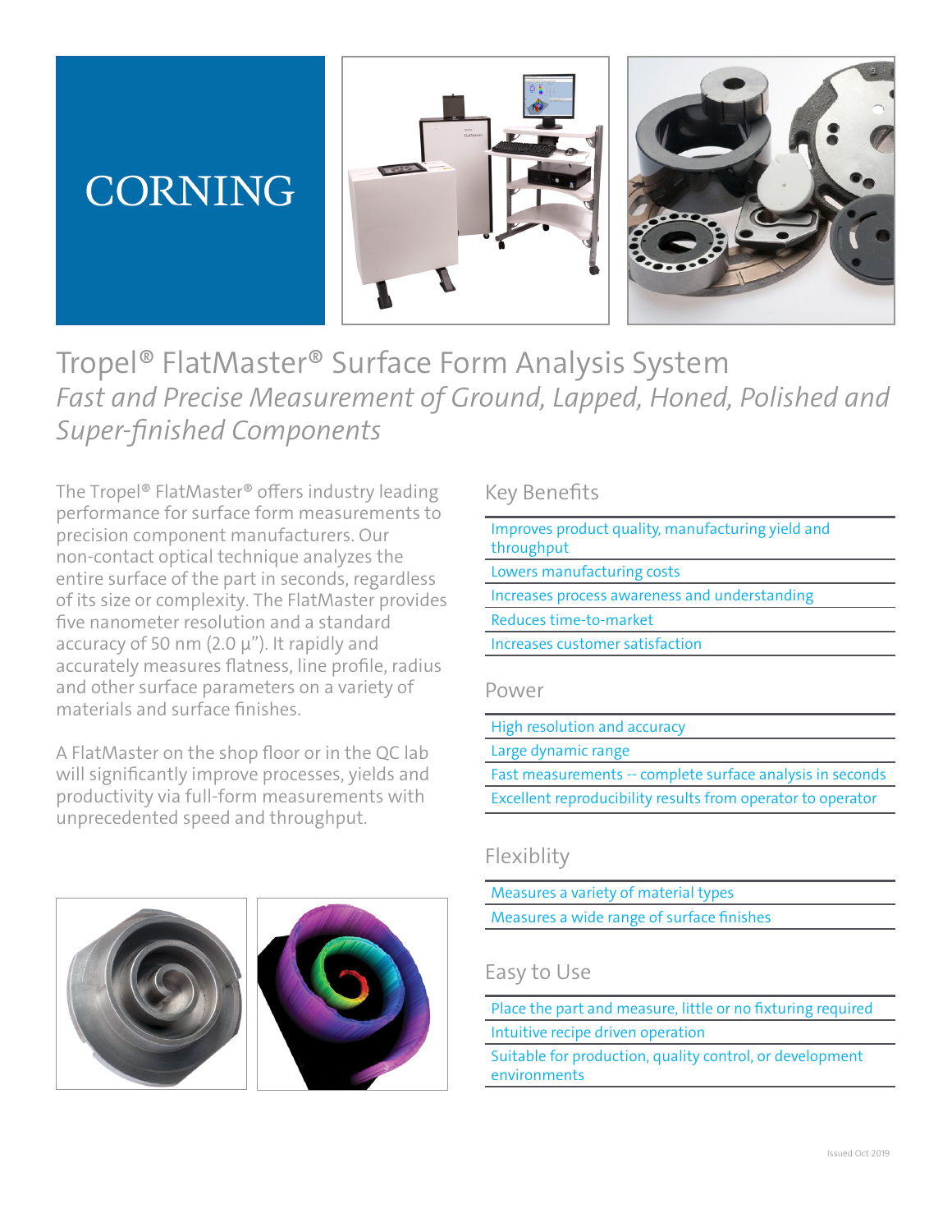CORNING

# Tropel® FlatMaster® Surface Form Analysis System

## *Fast and Precise Measurement of Ground, Lapped, Honed, Polished and Super-finished Components*

The Tropel® FlatMaster® offers industry leading performance for surface form measurements to precision component manufacturers. Our non-contact optical technique analyzes the entire surface of the part in seconds, regardless of its size or complexity. The FlatMaster provides five nanometer resolution and a standard accuracy of 50 nm (2.0 µ"). It rapidly and accurately measures flatness, line profile, radius and other surface parameters on a variety of materials and surface finishes.

A FlatMaster on the shop floor or in the QC lab will significantly improve processes, yields and productivity via full-form measurements with unprecedented speed and throughput.

### Key Benefits

- Improves product quality, manufacturing yield and throughput
- Lowers manufacturing costs
- Increases process awareness and understanding
- Reduces time-to-market
- Increases customer satisfaction

### Power

- High resolution and accuracy
- Large dynamic range
- Fast measurements -- complete surface analysis in seconds
- Excellent reproducibility results from operator to operator

### Flexiblity

- Measures a variety of material types
- Measures a wide range of surface finishes

### Easy to Use

- Place the part and measure, little or no fixturing required
- Intuitive recipe driven operation
- Suitable for production, quality control, or development environments

Issued Oct 2019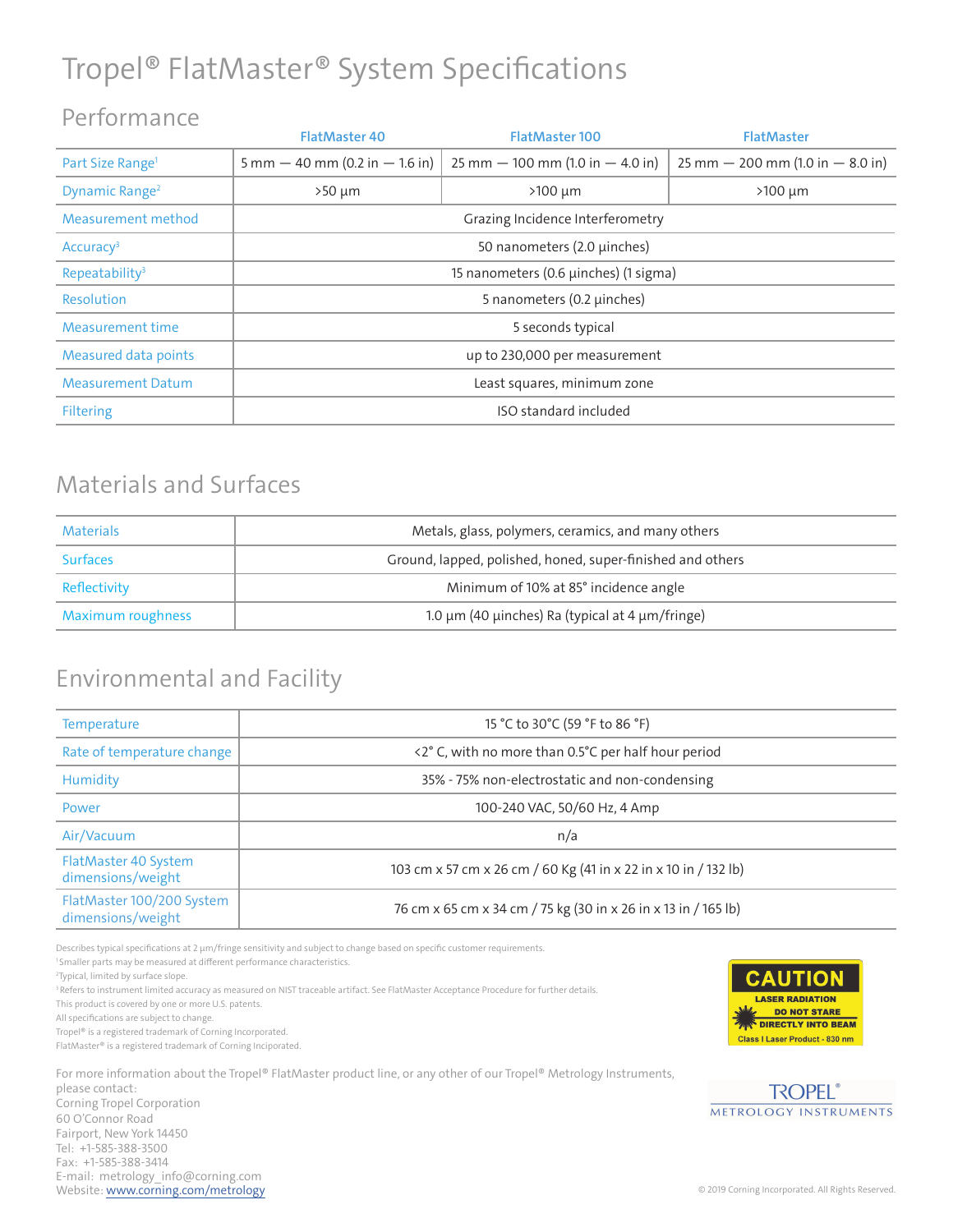# Tropel® FlatMaster® System Specifications

## Performance

| | FlatMaster 40 | FlatMaster 100 | FlatMaster |
|---|---|---|---|
| Part Size Range[1] | 5 mm — 40 mm (0.2 in — 1.6 in) | 25 mm — 100 mm (1.0 in — 4.0 in) | 25 mm — 200 mm (1.0 in — 8.0 in) |
| Dynamic Range[2] | >50 µm | >100 µm | >100 µm |
| Measurement method | Grazing Incidence Interferometry | | |
| Accuracy[3] | 50 nanometers (2.0 µinches) | | |
| Repeatability[3] | 15 nanometers (0.6 µinches) (1 sigma) | | |
| Resolution | 5 nanometers (0.2 µinches) | | |
| Measurement time | 5 seconds typical | | |
| Measured data points | up to 230,000 per measurement | | |
| Measurement Datum | Least squares, minimum zone | | |
| Filtering | ISO standard included | | |

## Materials and Surfaces

| | |
|---|---|
| Materials | Metals, glass, polymers, ceramics, and many others |
| Surfaces | Ground, lapped, polished, honed, super-finished and others |
| Reflectivity | Minimum of 10% at 85° incidence angle |
| Maximum roughness | 1.0 µm (40 µinches) Ra (typical at 4 µm/fringe) |

## Environmental and Facility

| | |
|---|---|
| Temperature | 15 °C to 30°C (59 °F to 86 °F) |
| Rate of temperature change | <2° C, with no more than 0.5°C per half hour period |
| Humidity | 35% - 75% non-electrostatic and non-condensing |
| Power | 100-240 VAC, 50/60 Hz, 4 Amp |
| Air/Vacuum | n/a |
| FlatMaster 40 System dimensions/weight | 103 cm x 57 cm x 26 cm / 60 Kg (41 in x 22 in x 10 in / 132 lb) |
| FlatMaster 100/200 System dimensions/weight | 76 cm x 65 cm x 34 cm / 75 kg (30 in x 26 in x 13 in / 165 lb) |

Describes typical specifications at 2 µm/fringe sensitivity and subject to change based on specific customer requirements.
[1]Smaller parts may be measured at different performance characteristics.
[2]Typical, limited by surface slope.
[3]Refers to instrument limited accuracy as measured on NIST traceable artifact. See FlatMaster Acceptance Procedure for further details.
This product is covered by one or more U.S. patents.
All specifications are subject to change.
Tropel® is a registered trademark of Corning Incorporated.
FlatMaster® is a registered trademark of Corning Inciporated.

CAUTION
LASER RADIATION
DO NOT STARE
DIRECTLY INTO BEAM
Class I Laser Product - 830 nm

For more information about the Tropel® FlatMaster product line, or any other of our Tropel® Metrology Instruments, please contact:
Corning Tropel Corporation
60 O'Connor Road
Fairport, New York 14450
Tel: +1-585-388-3500
Fax: +1-585-388-3414
E-mail: metrology_info@corning.com
Website: www.corning.com/metrology

TROPEL®
METROLOGY INSTRUMENTS

© 2019 Corning Incorporated. All Rights Reserved.